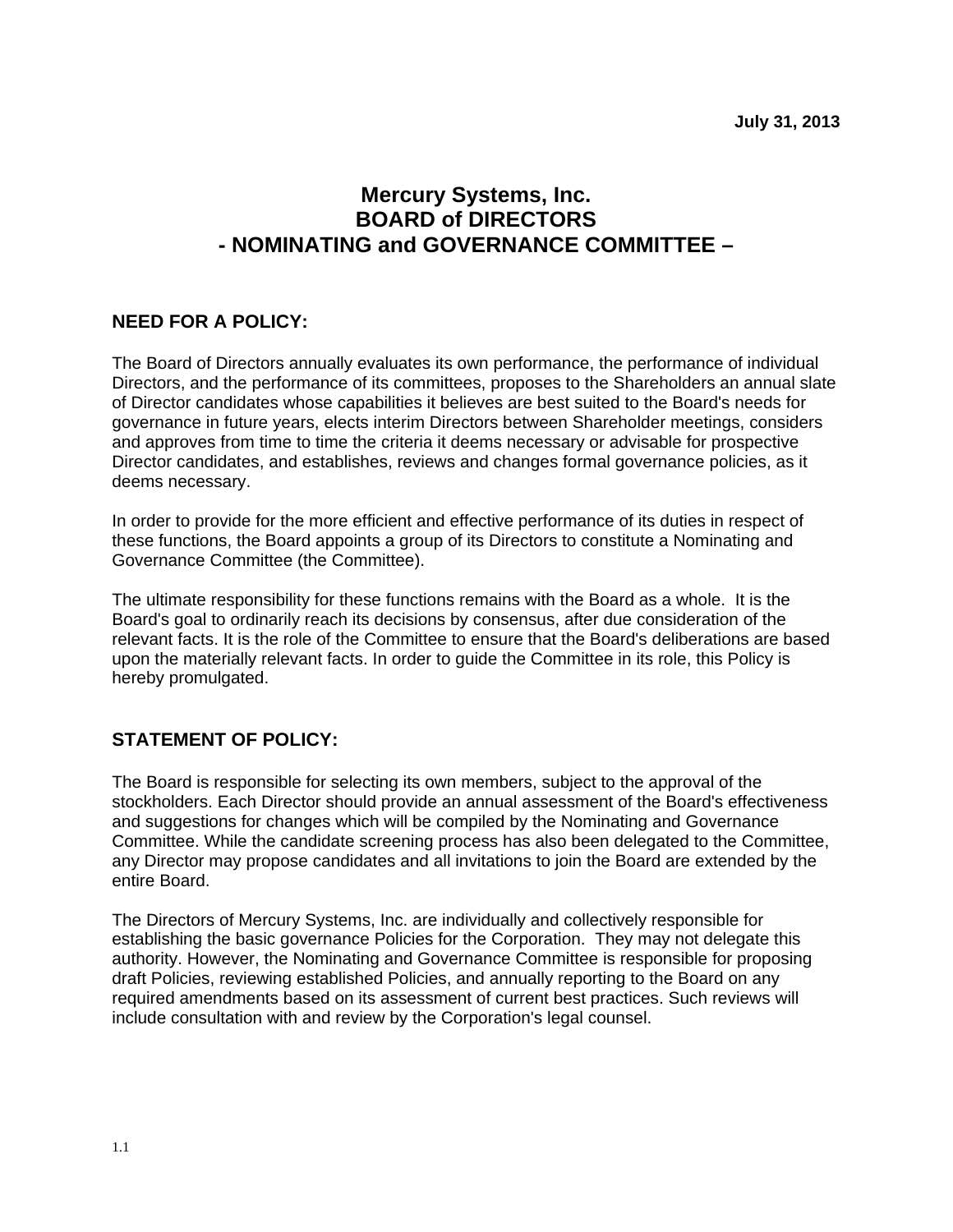**July 31, 2013**

# Mercury Systems, Inc.
# BOARD of DIRECTORS
# - NOMINATING and GOVERNANCE COMMITTEE –

## NEED FOR A POLICY:

The Board of Directors annually evaluates its own performance, the performance of individual Directors, and the performance of its committees, proposes to the Shareholders an annual slate of Director candidates whose capabilities it believes are best suited to the Board's needs for governance in future years, elects interim Directors between Shareholder meetings, considers and approves from time to time the criteria it deems necessary or advisable for prospective Director candidates, and establishes, reviews and changes formal governance policies, as it deems necessary.

In order to provide for the more efficient and effective performance of its duties in respect of these functions, the Board appoints a group of its Directors to constitute a Nominating and Governance Committee (the Committee).

The ultimate responsibility for these functions remains with the Board as a whole. It is the Board's goal to ordinarily reach its decisions by consensus, after due consideration of the relevant facts. It is the role of the Committee to ensure that the Board's deliberations are based upon the materially relevant facts. In order to guide the Committee in its role, this Policy is hereby promulgated.

## STATEMENT OF POLICY:

The Board is responsible for selecting its own members, subject to the approval of the stockholders. Each Director should provide an annual assessment of the Board's effectiveness and suggestions for changes which will be compiled by the Nominating and Governance Committee. While the candidate screening process has also been delegated to the Committee, any Director may propose candidates and all invitations to join the Board are extended by the entire Board.

The Directors of Mercury Systems, Inc. are individually and collectively responsible for establishing the basic governance Policies for the Corporation. They may not delegate this authority. However, the Nominating and Governance Committee is responsible for proposing draft Policies, reviewing established Policies, and annually reporting to the Board on any required amendments based on its assessment of current best practices. Such reviews will include consultation with and review by the Corporation's legal counsel.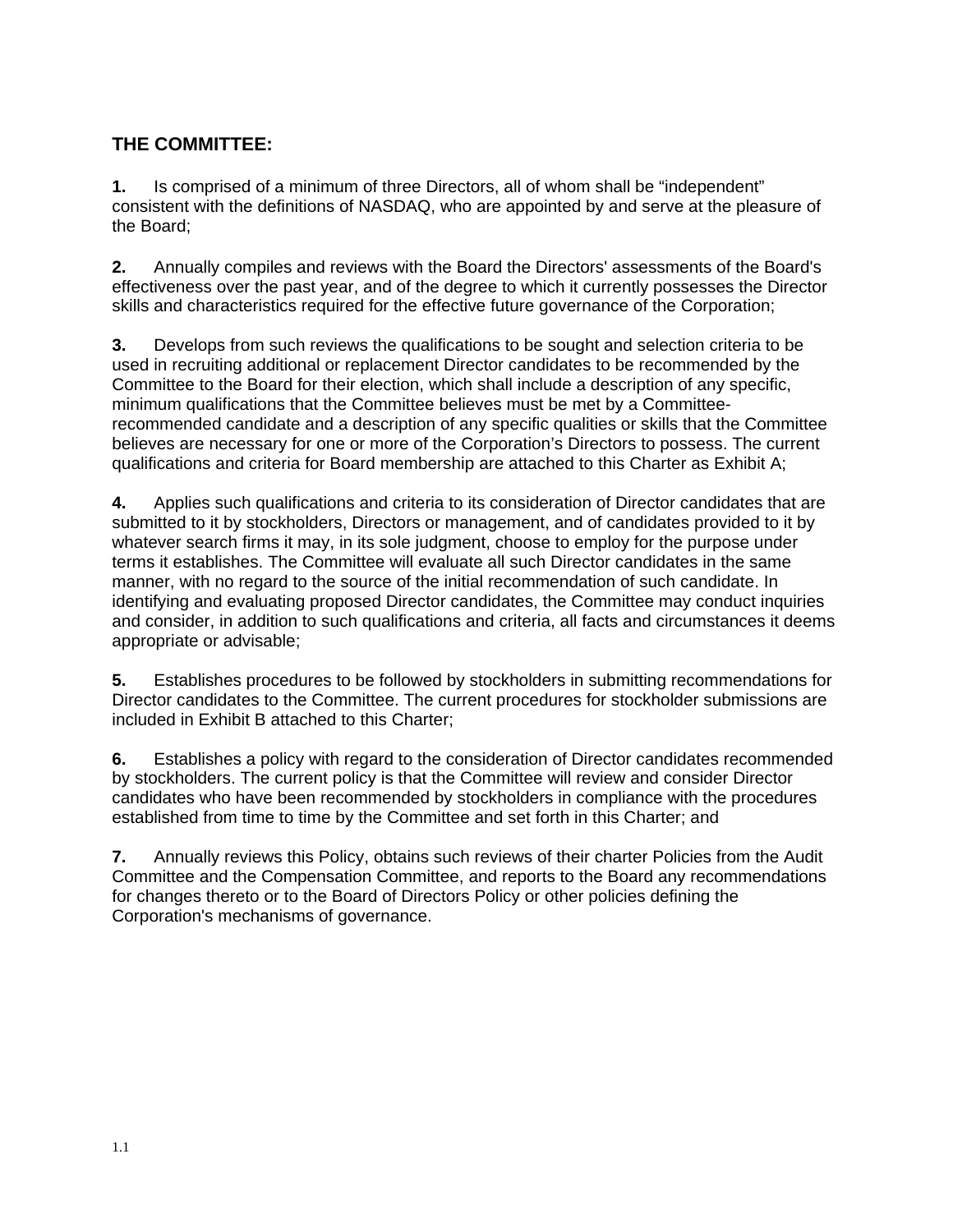## THE COMMITTEE:

**1.** Is comprised of a minimum of three Directors, all of whom shall be “independent” consistent with the definitions of NASDAQ, who are appointed by and serve at the pleasure of the Board;

**2.** Annually compiles and reviews with the Board the Directors' assessments of the Board's effectiveness over the past year, and of the degree to which it currently possesses the Director skills and characteristics required for the effective future governance of the Corporation;

**3.** Develops from such reviews the qualifications to be sought and selection criteria to be used in recruiting additional or replacement Director candidates to be recommended by the Committee to the Board for their election, which shall include a description of any specific, minimum qualifications that the Committee believes must be met by a Committee-recommended candidate and a description of any specific qualities or skills that the Committee believes are necessary for one or more of the Corporation’s Directors to possess. The current qualifications and criteria for Board membership are attached to this Charter as Exhibit A;

**4.** Applies such qualifications and criteria to its consideration of Director candidates that are submitted to it by stockholders, Directors or management, and of candidates provided to it by whatever search firms it may, in its sole judgment, choose to employ for the purpose under terms it establishes. The Committee will evaluate all such Director candidates in the same manner, with no regard to the source of the initial recommendation of such candidate. In identifying and evaluating proposed Director candidates, the Committee may conduct inquiries and consider, in addition to such qualifications and criteria, all facts and circumstances it deems appropriate or advisable;

**5.** Establishes procedures to be followed by stockholders in submitting recommendations for Director candidates to the Committee. The current procedures for stockholder submissions are included in Exhibit B attached to this Charter;

**6.** Establishes a policy with regard to the consideration of Director candidates recommended by stockholders. The current policy is that the Committee will review and consider Director candidates who have been recommended by stockholders in compliance with the procedures established from time to time by the Committee and set forth in this Charter; and

**7.** Annually reviews this Policy, obtains such reviews of their charter Policies from the Audit Committee and the Compensation Committee, and reports to the Board any recommendations for changes thereto or to the Board of Directors Policy or other policies defining the Corporation's mechanisms of governance.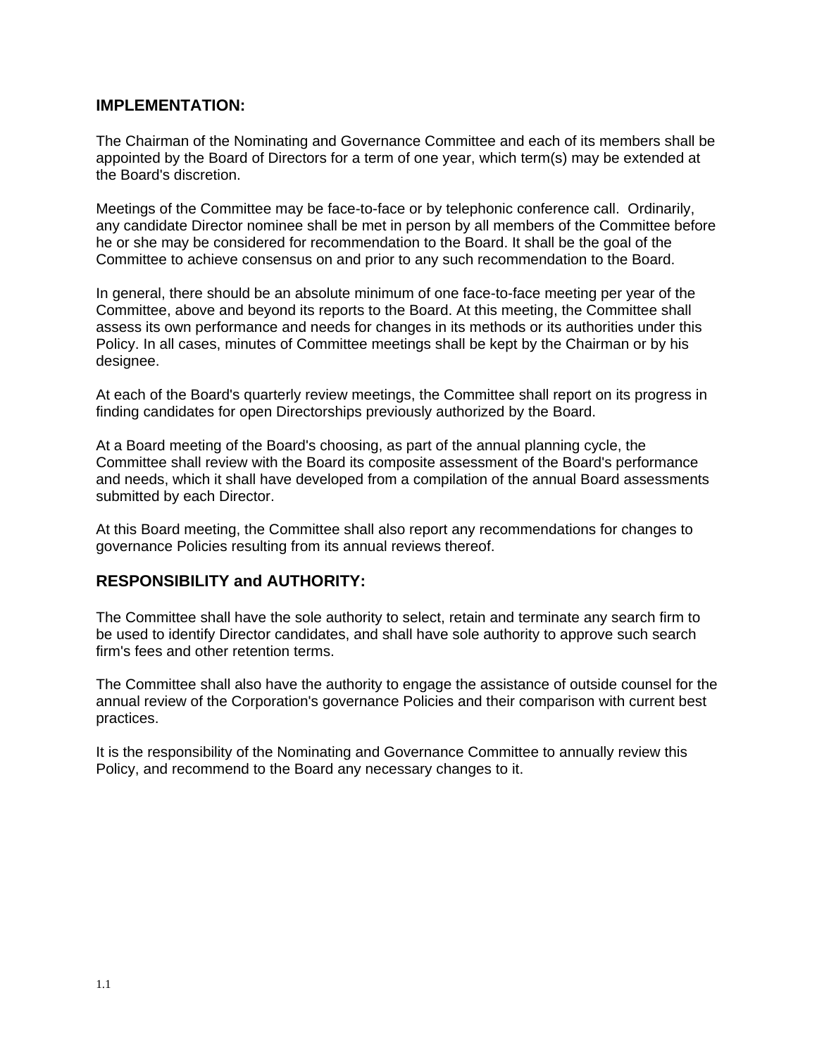## IMPLEMENTATION:

The Chairman of the Nominating and Governance Committee and each of its members shall be appointed by the Board of Directors for a term of one year, which term(s) may be extended at the Board's discretion.

Meetings of the Committee may be face-to-face or by telephonic conference call. Ordinarily, any candidate Director nominee shall be met in person by all members of the Committee before he or she may be considered for recommendation to the Board. It shall be the goal of the Committee to achieve consensus on and prior to any such recommendation to the Board.

In general, there should be an absolute minimum of one face-to-face meeting per year of the Committee, above and beyond its reports to the Board. At this meeting, the Committee shall assess its own performance and needs for changes in its methods or its authorities under this Policy. In all cases, minutes of Committee meetings shall be kept by the Chairman or by his designee.

At each of the Board's quarterly review meetings, the Committee shall report on its progress in finding candidates for open Directorships previously authorized by the Board.

At a Board meeting of the Board's choosing, as part of the annual planning cycle, the Committee shall review with the Board its composite assessment of the Board's performance and needs, which it shall have developed from a compilation of the annual Board assessments submitted by each Director.

At this Board meeting, the Committee shall also report any recommendations for changes to governance Policies resulting from its annual reviews thereof.

## RESPONSIBILITY and AUTHORITY:

The Committee shall have the sole authority to select, retain and terminate any search firm to be used to identify Director candidates, and shall have sole authority to approve such search firm's fees and other retention terms.

The Committee shall also have the authority to engage the assistance of outside counsel for the annual review of the Corporation's governance Policies and their comparison with current best practices.

It is the responsibility of the Nominating and Governance Committee to annually review this Policy, and recommend to the Board any necessary changes to it.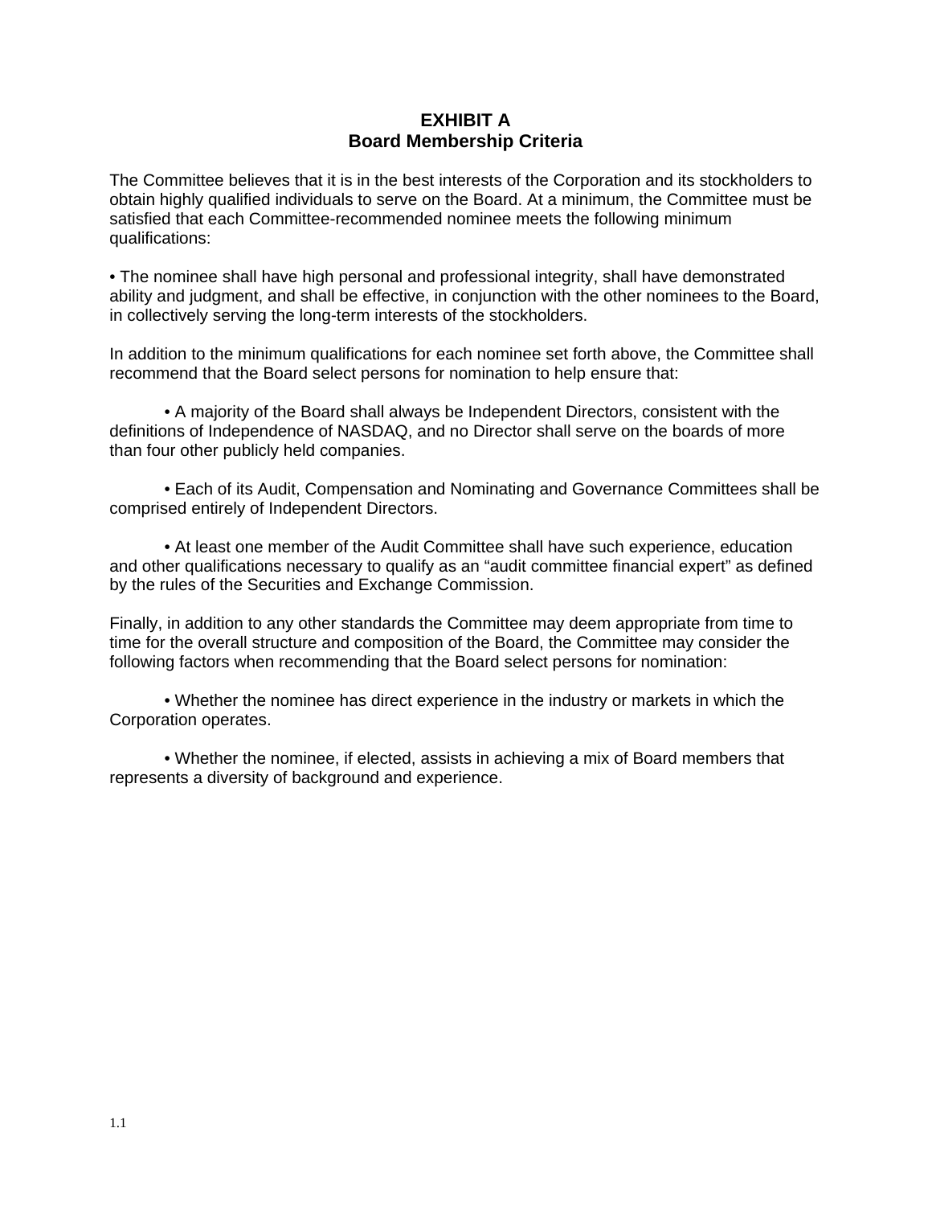# EXHIBIT A
## Board Membership Criteria

The Committee believes that it is in the best interests of the Corporation and its stockholders to obtain highly qualified individuals to serve on the Board. At a minimum, the Committee must be satisfied that each Committee-recommended nominee meets the following minimum qualifications:

- The nominee shall have high personal and professional integrity, shall have demonstrated ability and judgment, and shall be effective, in conjunction with the other nominees to the Board, in collectively serving the long-term interests of the stockholders.

In addition to the minimum qualifications for each nominee set forth above, the Committee shall recommend that the Board select persons for nomination to help ensure that:

- A majority of the Board shall always be Independent Directors, consistent with the definitions of Independence of NASDAQ, and no Director shall serve on the boards of more than four other publicly held companies.

- Each of its Audit, Compensation and Nominating and Governance Committees shall be comprised entirely of Independent Directors.

- At least one member of the Audit Committee shall have such experience, education and other qualifications necessary to qualify as an "audit committee financial expert" as defined by the rules of the Securities and Exchange Commission.

Finally, in addition to any other standards the Committee may deem appropriate from time to time for the overall structure and composition of the Board, the Committee may consider the following factors when recommending that the Board select persons for nomination:

- Whether the nominee has direct experience in the industry or markets in which the Corporation operates.

- Whether the nominee, if elected, assists in achieving a mix of Board members that represents a diversity of background and experience.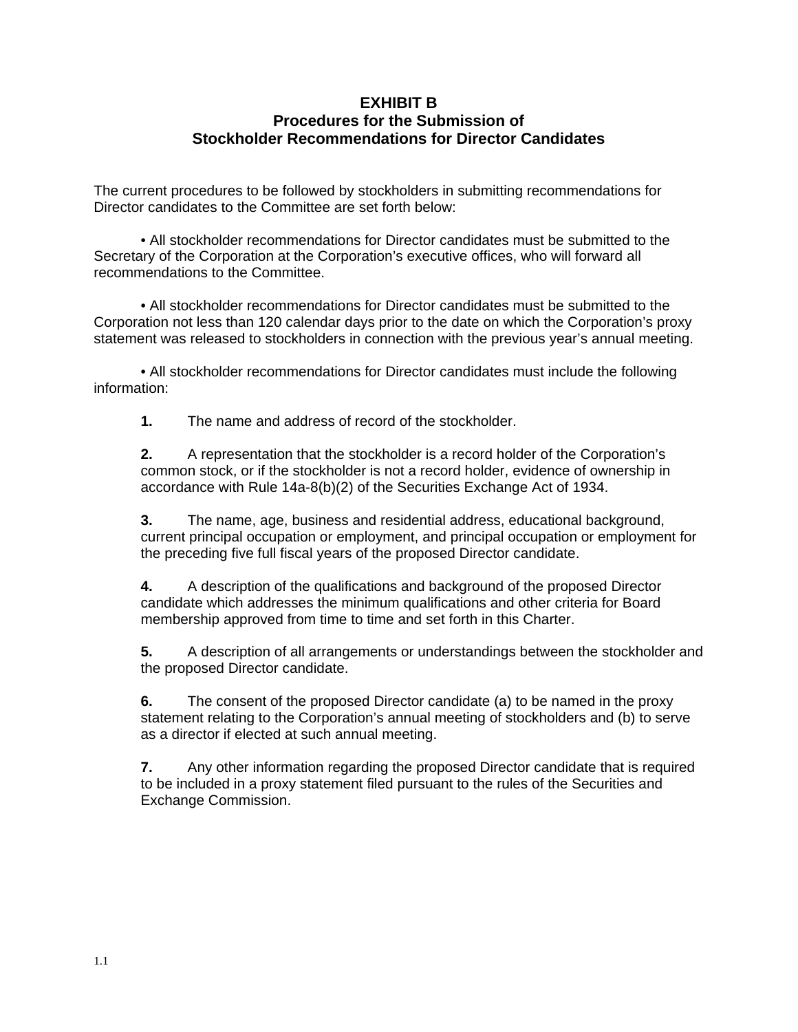# EXHIBIT B
## Procedures for the Submission of Stockholder Recommendations for Director Candidates

The current procedures to be followed by stockholders in submitting recommendations for Director candidates to the Committee are set forth below:

- All stockholder recommendations for Director candidates must be submitted to the Secretary of the Corporation at the Corporation's executive offices, who will forward all recommendations to the Committee.

- All stockholder recommendations for Director candidates must be submitted to the Corporation not less than 120 calendar days prior to the date on which the Corporation's proxy statement was released to stockholders in connection with the previous year's annual meeting.

- All stockholder recommendations for Director candidates must include the following information:

  **1.** The name and address of record of the stockholder.

  **2.** A representation that the stockholder is a record holder of the Corporation's common stock, or if the stockholder is not a record holder, evidence of ownership in accordance with Rule 14a-8(b)(2) of the Securities Exchange Act of 1934.

  **3.** The name, age, business and residential address, educational background, current principal occupation or employment, and principal occupation or employment for the preceding five full fiscal years of the proposed Director candidate.

  **4.** A description of the qualifications and background of the proposed Director candidate which addresses the minimum qualifications and other criteria for Board membership approved from time to time and set forth in this Charter.

  **5.** A description of all arrangements or understandings between the stockholder and the proposed Director candidate.

  **6.** The consent of the proposed Director candidate (a) to be named in the proxy statement relating to the Corporation's annual meeting of stockholders and (b) to serve as a director if elected at such annual meeting.

  **7.** Any other information regarding the proposed Director candidate that is required to be included in a proxy statement filed pursuant to the rules of the Securities and Exchange Commission.